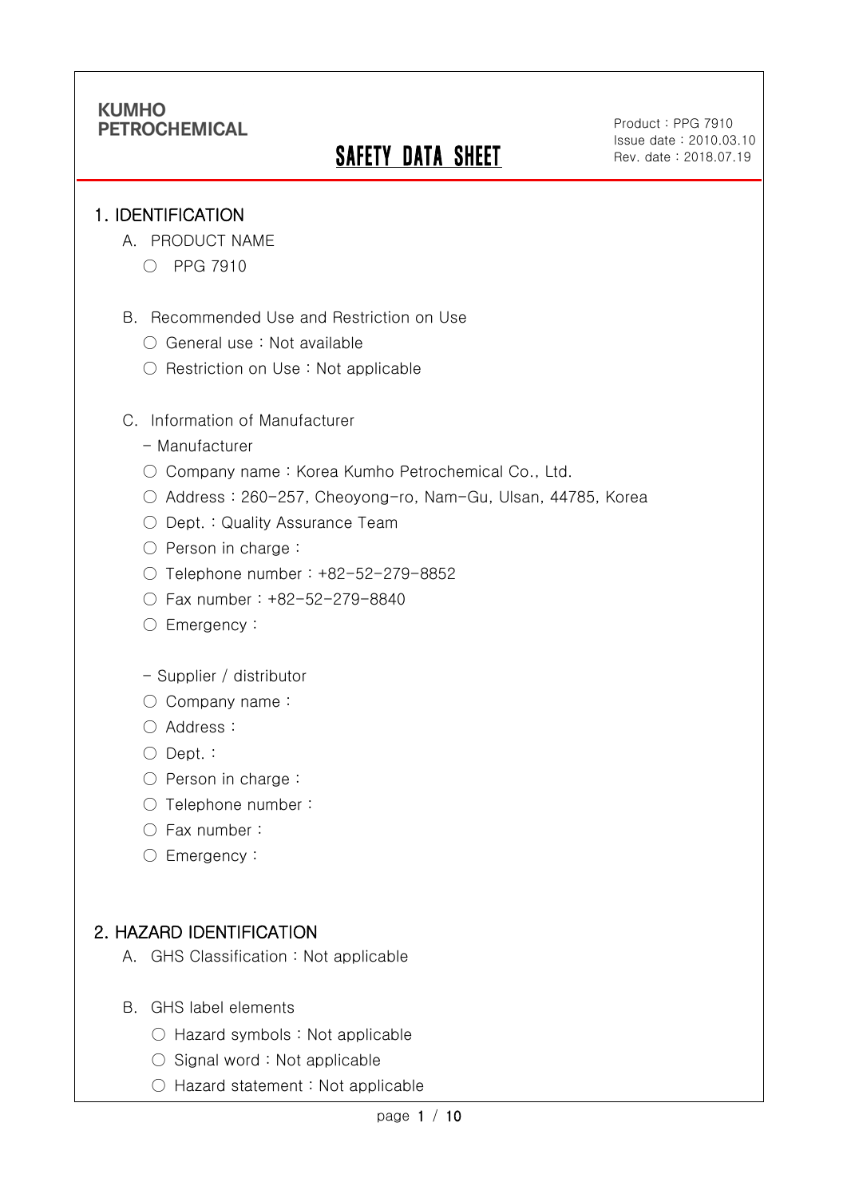KUMHO PETROCHEMICAL

# SAFETY DATA SHEET

Product : PPG 7910
Issue date : 2010.03.10
Rev. date : 2018.07.19

## 1. IDENTIFICATION

A. PRODUCT NAME

○ PPG 7910

B. Recommended Use and Restriction on Use

○ General use : Not available
○ Restriction on Use : Not applicable

C. Information of Manufacturer

- Manufacturer

○ Company name : Korea Kumho Petrochemical Co., Ltd.
○ Address : 260-257, Cheoyong-ro, Nam-Gu, Ulsan, 44785, Korea
○ Dept. : Quality Assurance Team
○ Person in charge :
○ Telephone number : +82-52-279-8852
○ Fax number : +82-52-279-8840
○ Emergency :

- Supplier / distributor

○ Company name :
○ Address :
○ Dept. :
○ Person in charge :
○ Telephone number :
○ Fax number :
○ Emergency :

## 2. HAZARD IDENTIFICATION

A. GHS Classification : Not applicable

B. GHS label elements

○ Hazard symbols : Not applicable
○ Signal word : Not applicable
○ Hazard statement : Not applicable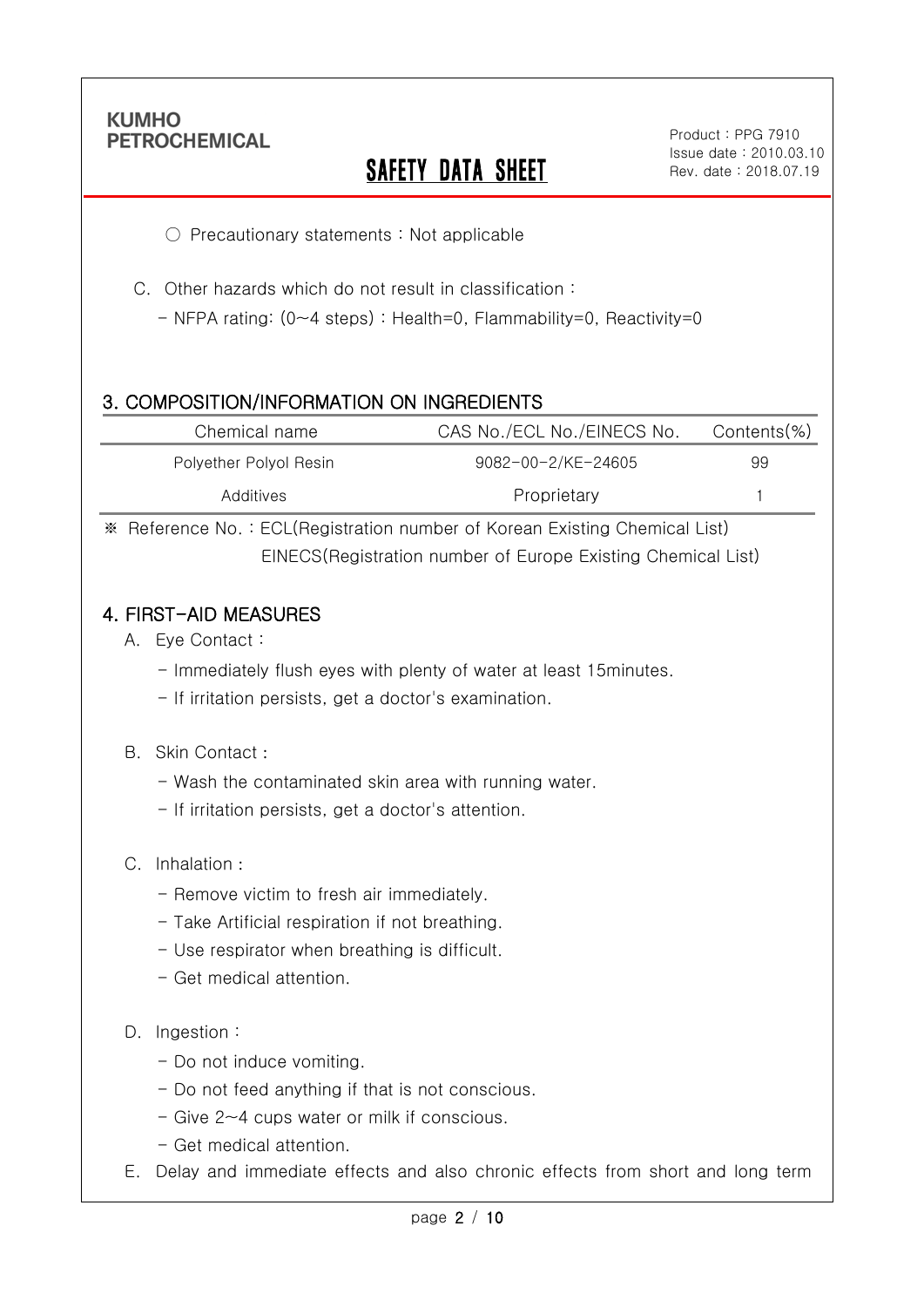○ Precautionary statements : Not applicable

C. Other hazards which do not result in classification :

- NFPA rating: (0~4 steps) : Health=0, Flammability=0, Reactivity=0

## 3. COMPOSITION/INFORMATION ON INGREDIENTS

| Chemical name | CAS No./ECL No./EINECS No. | Contents(%) |
| --- | --- | --- |
| Polyether Polyol Resin | 9082-00-2/KE-24605 | 99 |
| Additives | Proprietary | 1 |

※ Reference No. : ECL(Registration number of Korean Existing Chemical List)
EINECS(Registration number of Europe Existing Chemical List)

## 4. FIRST-AID MEASURES

A. Eye Contact :

- Immediately flush eyes with plenty of water at least 15minutes.
- If irritation persists, get a doctor's examination.

B. Skin Contact :

- Wash the contaminated skin area with running water.
- If irritation persists, get a doctor's attention.

C. Inhalation :

- Remove victim to fresh air immediately.
- Take Artificial respiration if not breathing.
- Use respirator when breathing is difficult.
- Get medical attention.

D. Ingestion :

- Do not induce vomiting.
- Do not feed anything if that is not conscious.
- Give 2~4 cups water or milk if conscious.
- Get medical attention.

E. Delay and immediate effects and also chronic effects from short and long term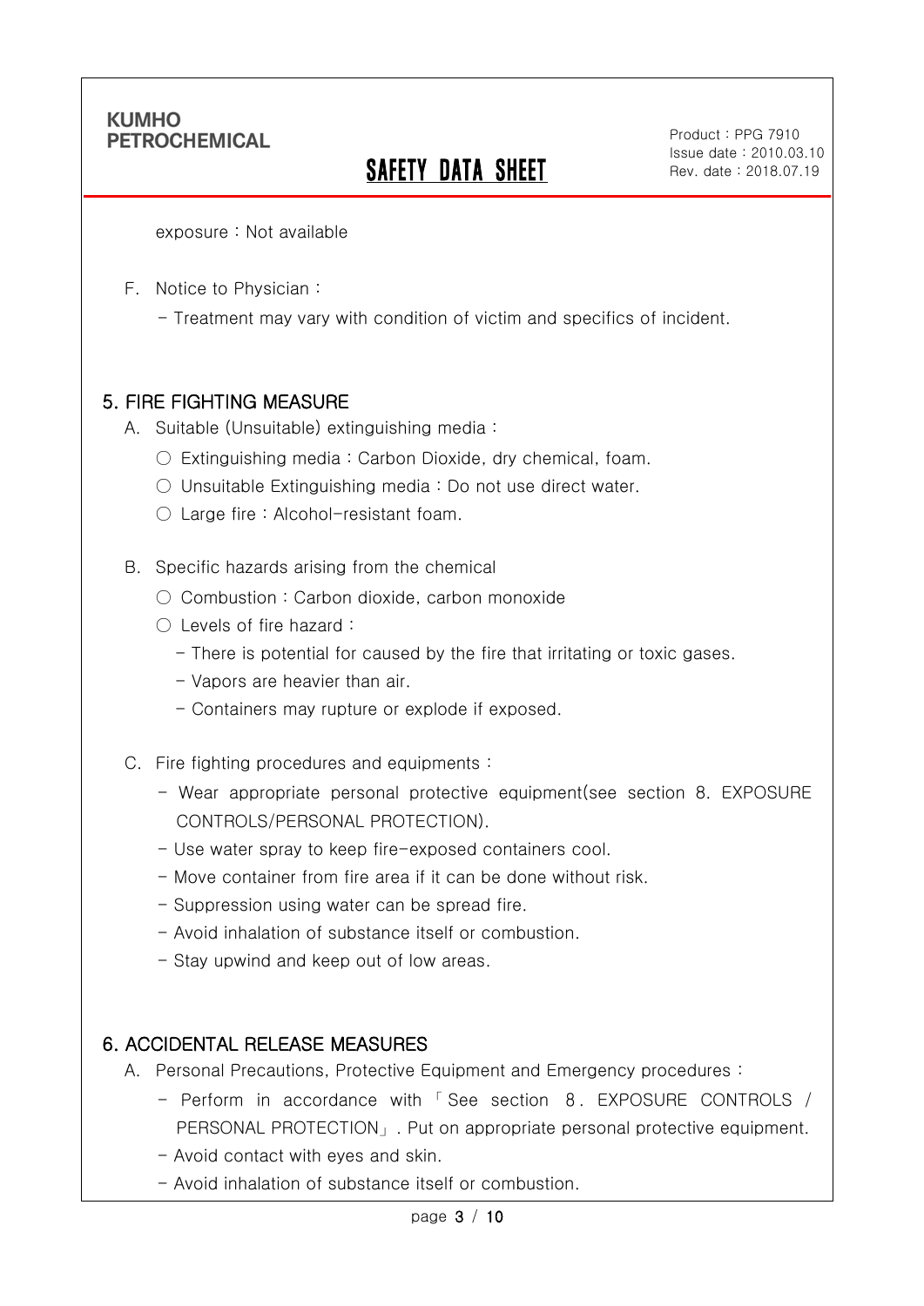exposure : Not available

F. Notice to Physician :

- Treatment may vary with condition of victim and specifics of incident.

## 5. FIRE FIGHTING MEASURE

A. Suitable (Unsuitable) extinguishing media :

○ Extinguishing media : Carbon Dioxide, dry chemical, foam.

○ Unsuitable Extinguishing media : Do not use direct water.

○ Large fire : Alcohol-resistant foam.

B. Specific hazards arising from the chemical

○ Combustion : Carbon dioxide, carbon monoxide

○ Levels of fire hazard :

- There is potential for caused by the fire that irritating or toxic gases.
- Vapors are heavier than air.
- Containers may rupture or explode if exposed.

C. Fire fighting procedures and equipments :

- Wear appropriate personal protective equipment(see section 8. EXPOSURE CONTROLS/PERSONAL PROTECTION).
- Use water spray to keep fire-exposed containers cool.
- Move container from fire area if it can be done without risk.
- Suppression using water can be spread fire.
- Avoid inhalation of substance itself or combustion.
- Stay upwind and keep out of low areas.

## 6. ACCIDENTAL RELEASE MEASURES

A. Personal Precautions, Protective Equipment and Emergency procedures :

- Perform in accordance with 「See section 8. EXPOSURE CONTROLS / PERSONAL PROTECTION」. Put on appropriate personal protective equipment.
- Avoid contact with eyes and skin.
- Avoid inhalation of substance itself or combustion.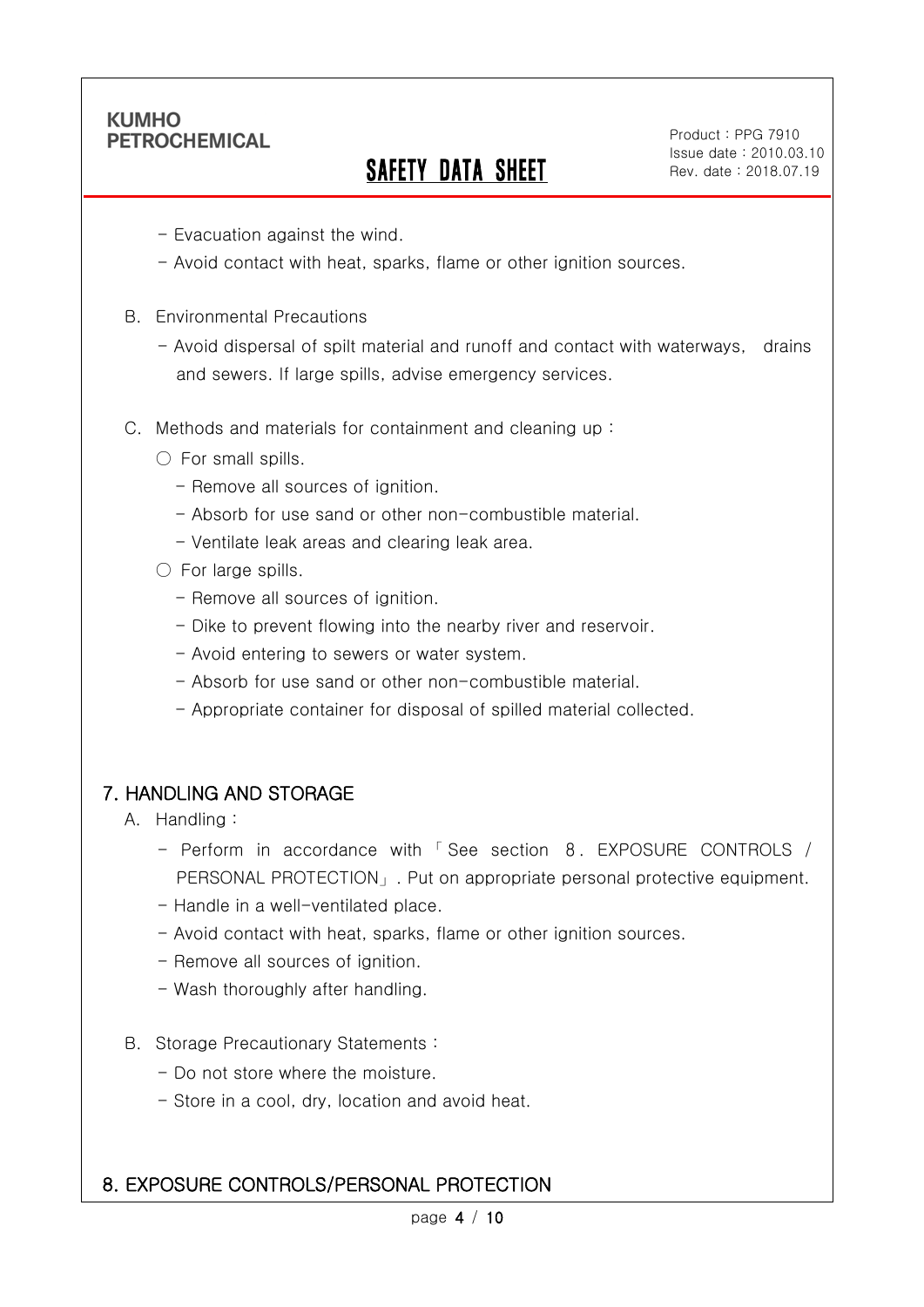- Evacuation against the wind.
- Avoid contact with heat, sparks, flame or other ignition sources.

B. Environmental Precautions

- Avoid dispersal of spilt material and runoff and contact with waterways, drains and sewers. If large spills, advise emergency services.

C. Methods and materials for containment and cleaning up :

○ For small spills.

- Remove all sources of ignition.
- Absorb for use sand or other non-combustible material.
- Ventilate leak areas and clearing leak area.

○ For large spills.

- Remove all sources of ignition.
- Dike to prevent flowing into the nearby river and reservoir.
- Avoid entering to sewers or water system.
- Absorb for use sand or other non-combustible material.
- Appropriate container for disposal of spilled material collected.

## 7. HANDLING AND STORAGE

A. Handling :

- Perform in accordance with 「See section 8. EXPOSURE CONTROLS / PERSONAL PROTECTION」. Put on appropriate personal protective equipment.
- Handle in a well-ventilated place.
- Avoid contact with heat, sparks, flame or other ignition sources.
- Remove all sources of ignition.
- Wash thoroughly after handling.

B. Storage Precautionary Statements :

- Do not store where the moisture.
- Store in a cool, dry, location and avoid heat.

## 8. EXPOSURE CONTROLS/PERSONAL PROTECTION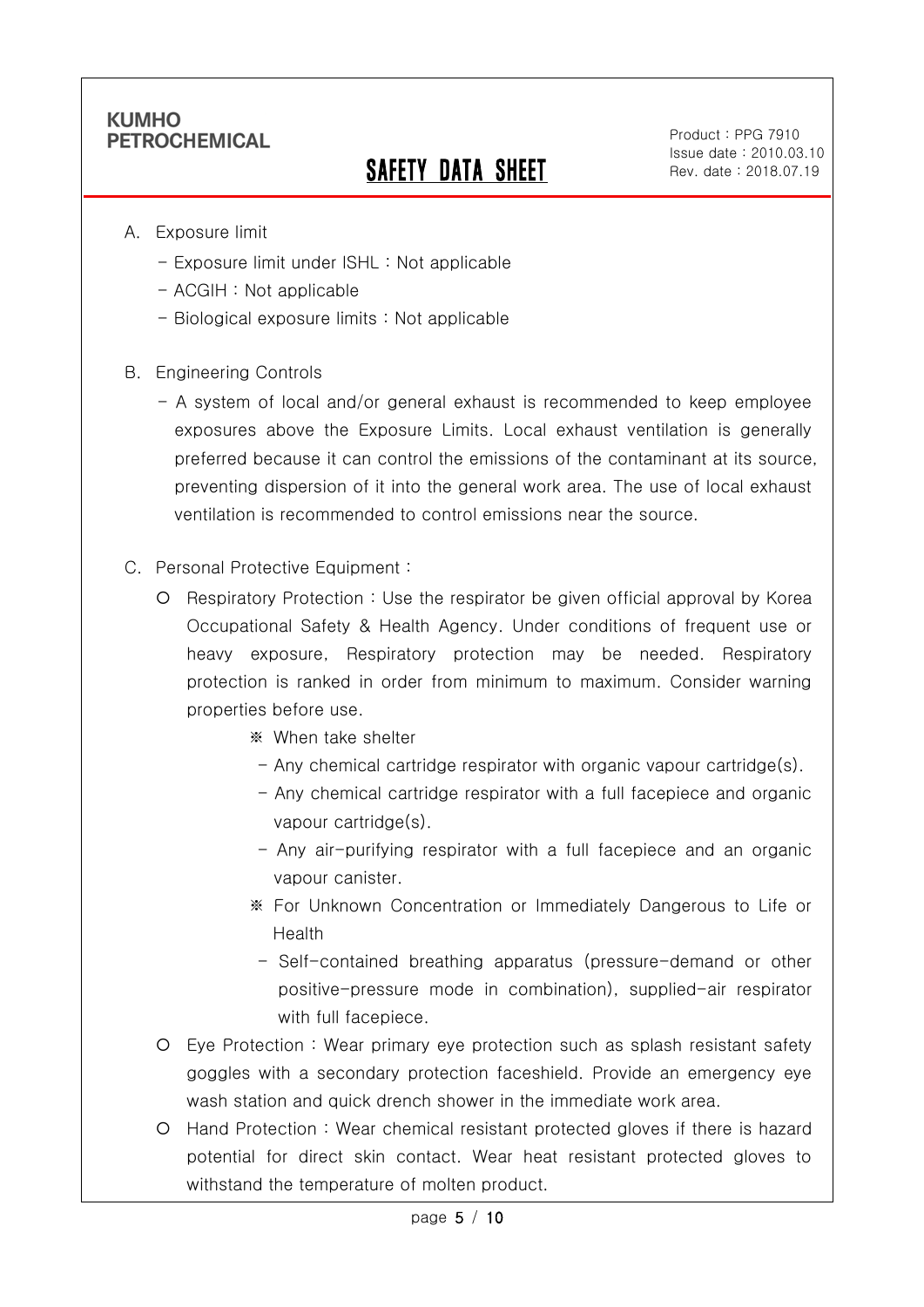A. Exposure limit

- Exposure limit under ISHL : Not applicable
- ACGIH : Not applicable
- Biological exposure limits : Not applicable

B. Engineering Controls

- A system of local and/or general exhaust is recommended to keep employee exposures above the Exposure Limits. Local exhaust ventilation is generally preferred because it can control the emissions of the contaminant at its source, preventing dispersion of it into the general work area. The use of local exhaust ventilation is recommended to control emissions near the source.

C. Personal Protective Equipment :

- Respiratory Protection : Use the respirator be given official approval by Korea Occupational Safety & Health Agency. Under conditions of frequent use or heavy exposure, Respiratory protection may be needed. Respiratory protection is ranked in order from minimum to maximum. Consider warning properties before use.

  ※ When take shelter

  - Any chemical cartridge respirator with organic vapour cartridge(s).
  - Any chemical cartridge respirator with a full facepiece and organic vapour cartridge(s).
  - Any air-purifying respirator with a full facepiece and an organic vapour canister.

  ※ For Unknown Concentration or Immediately Dangerous to Life or Health

  - Self-contained breathing apparatus (pressure-demand or other positive-pressure mode in combination), supplied-air respirator with full facepiece.

- Eye Protection : Wear primary eye protection such as splash resistant safety goggles with a secondary protection faceshield. Provide an emergency eye wash station and quick drench shower in the immediate work area.
- Hand Protection : Wear chemical resistant protected gloves if there is hazard potential for direct skin contact. Wear heat resistant protected gloves to withstand the temperature of molten product.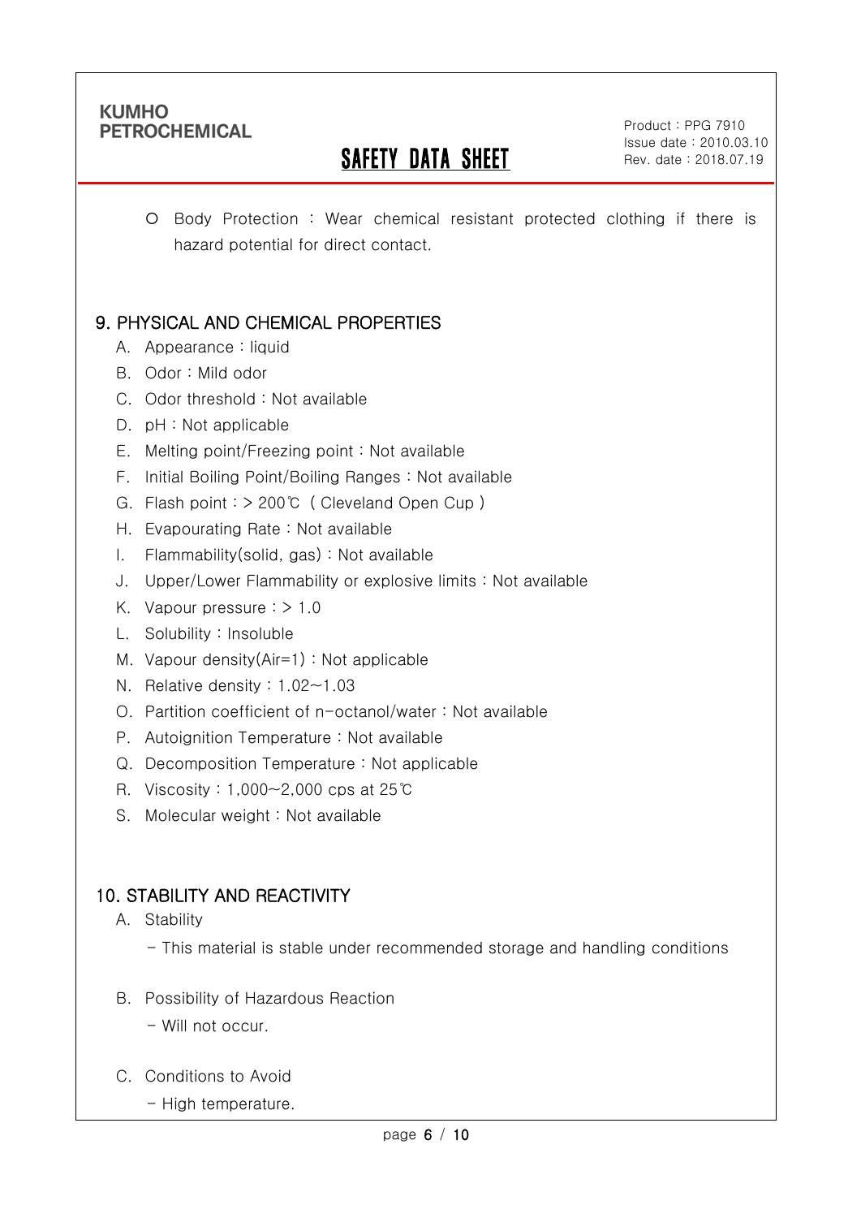○ Body Protection : Wear chemical resistant protected clothing if there is hazard potential for direct contact.

## 9. PHYSICAL AND CHEMICAL PROPERTIES

A. Appearance : liquid

B. Odor : Mild odor

C. Odor threshold : Not available

D. pH : Not applicable

E. Melting point/Freezing point : Not available

F. Initial Boiling Point/Boiling Ranges : Not available

G. Flash point : > 200℃ ( Cleveland Open Cup )

H. Evapourating Rate : Not available

I. Flammability(solid, gas) : Not available

J. Upper/Lower Flammability or explosive limits : Not available

K. Vapour pressure : > 1.0

L. Solubility : Insoluble

M. Vapour density(Air=1) : Not applicable

N. Relative density : 1.02~1.03

O. Partition coefficient of n-octanol/water : Not available

P. Autoignition Temperature : Not available

Q. Decomposition Temperature : Not applicable

R. Viscosity : 1,000~2,000 cps at 25℃

S. Molecular weight : Not available

## 10. STABILITY AND REACTIVITY

A. Stability

- This material is stable under recommended storage and handling conditions

B. Possibility of Hazardous Reaction

- Will not occur.

C. Conditions to Avoid

- High temperature.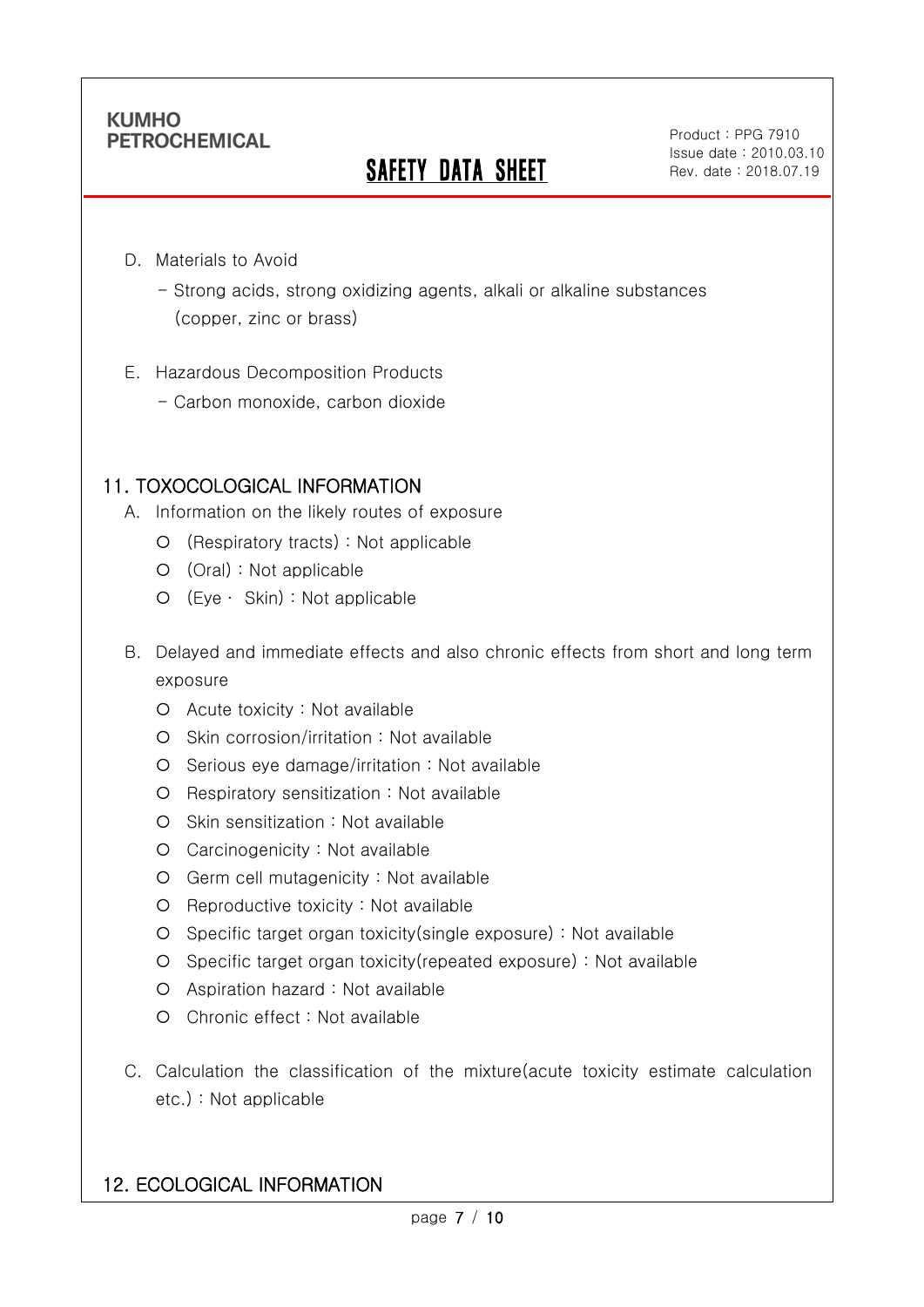D. Materials to Avoid

- Strong acids, strong oxidizing agents, alkali or alkaline substances (copper, zinc or brass)

E. Hazardous Decomposition Products

- Carbon monoxide, carbon dioxide

## 11. TOXOCOLOGICAL INFORMATION

A. Information on the likely routes of exposure

- (Respiratory tracts) : Not applicable
- (Oral) : Not applicable
- (Eye · Skin) : Not applicable

B. Delayed and immediate effects and also chronic effects from short and long term exposure

- Acute toxicity : Not available
- Skin corrosion/irritation : Not available
- Serious eye damage/irritation : Not available
- Respiratory sensitization : Not available
- Skin sensitization : Not available
- Carcinogenicity : Not available
- Germ cell mutagenicity : Not available
- Reproductive toxicity : Not available
- Specific target organ toxicity(single exposure) : Not available
- Specific target organ toxicity(repeated exposure) : Not available
- Aspiration hazard : Not available
- Chronic effect : Not available

C. Calculation the classification of the mixture(acute toxicity estimate calculation etc.) : Not applicable

## 12. ECOLOGICAL INFORMATION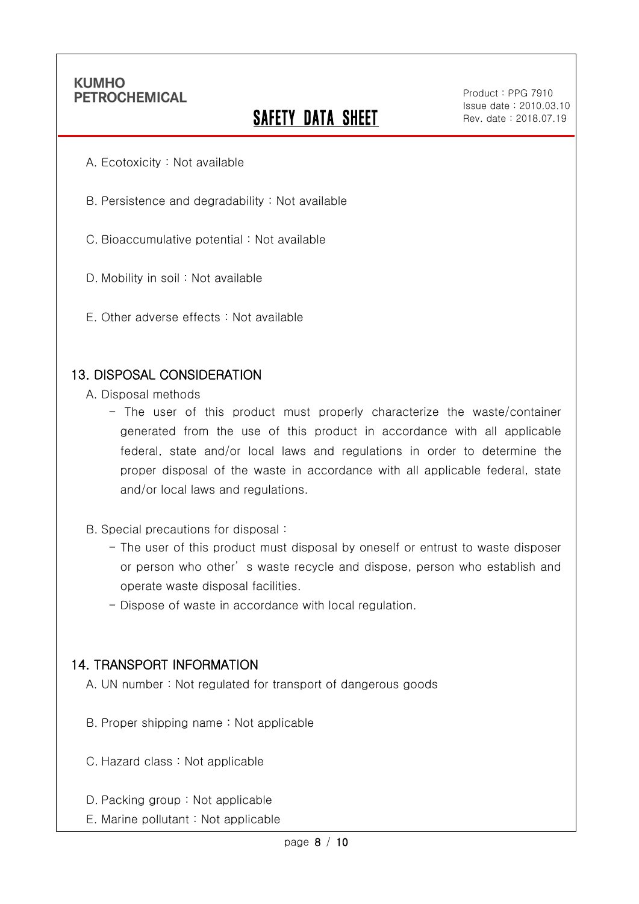A. Ecotoxicity : Not available

B. Persistence and degradability : Not available

C. Bioaccumulative potential : Not available

D. Mobility in soil : Not available

E. Other adverse effects : Not available

## 13. DISPOSAL CONSIDERATION

A. Disposal methods

- The user of this product must properly characterize the waste/container generated from the use of this product in accordance with all applicable federal, state and/or local laws and regulations in order to determine the proper disposal of the waste in accordance with all applicable federal, state and/or local laws and regulations.

B. Special precautions for disposal :

- The user of this product must disposal by oneself or entrust to waste disposer or person who other' s waste recycle and dispose, person who establish and operate waste disposal facilities.
- Dispose of waste in accordance with local regulation.

## 14. TRANSPORT INFORMATION

A. UN number : Not regulated for transport of dangerous goods

B. Proper shipping name : Not applicable

C. Hazard class : Not applicable

D. Packing group : Not applicable

E. Marine pollutant : Not applicable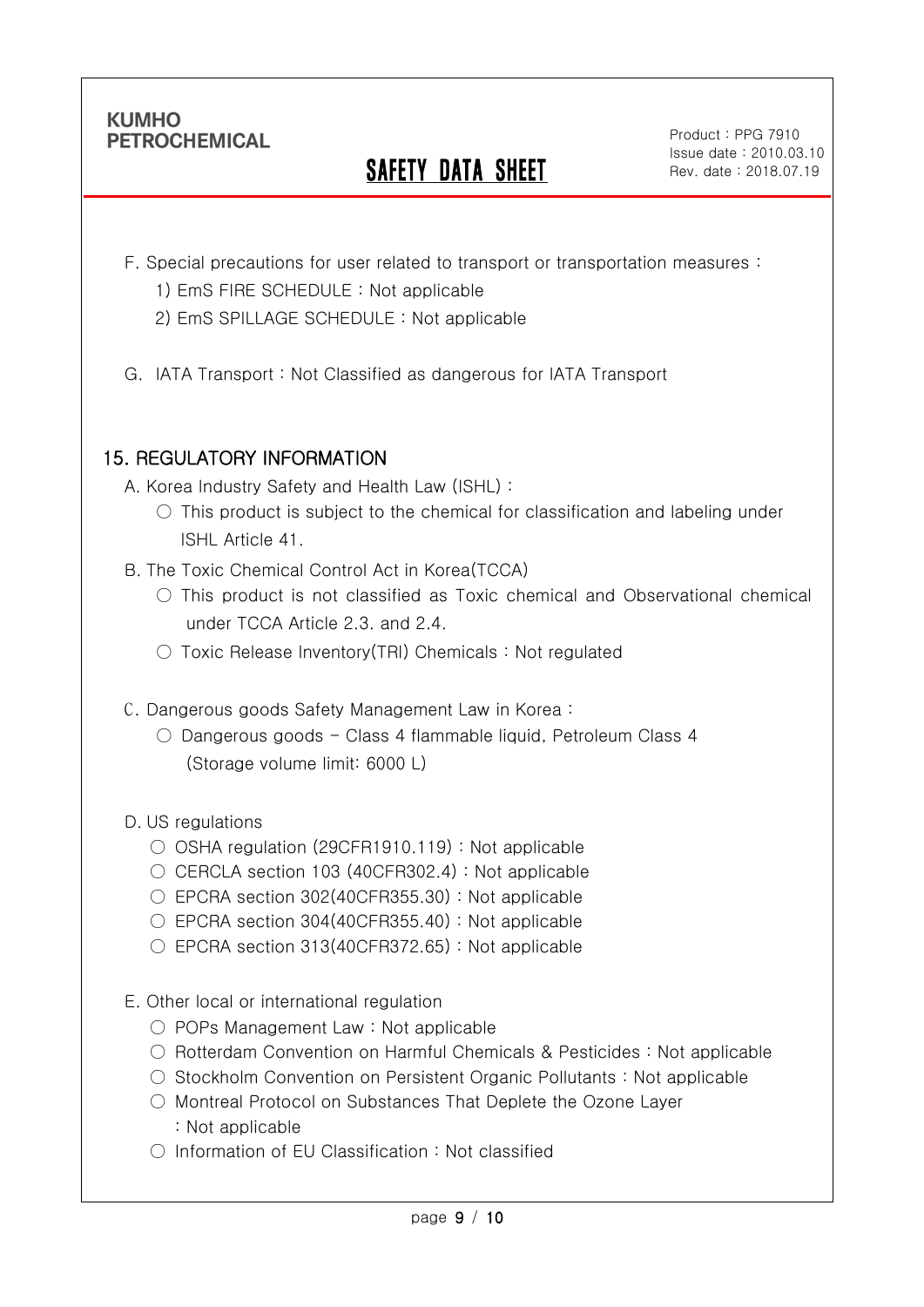F. Special precautions for user related to transport or transportation measures :

1) EmS FIRE SCHEDULE : Not applicable

2) EmS SPILLAGE SCHEDULE : Not applicable

G. IATA Transport : Not Classified as dangerous for IATA Transport

## 15. REGULATORY INFORMATION

A. Korea Industry Safety and Health Law (ISHL) :

○ This product is subject to the chemical for classification and labeling under ISHL Article 41.

B. The Toxic Chemical Control Act in Korea(TCCA)

○ This product is not classified as Toxic chemical and Observational chemical under TCCA Article 2.3. and 2.4.

○ Toxic Release Inventory(TRI) Chemicals : Not regulated

C. Dangerous goods Safety Management Law in Korea :

○ Dangerous goods - Class 4 flammable liquid, Petroleum Class 4 (Storage volume limit: 6000 L)

D. US regulations

○ OSHA regulation (29CFR1910.119) : Not applicable

○ CERCLA section 103 (40CFR302.4) : Not applicable

○ EPCRA section 302(40CFR355.30) : Not applicable

○ EPCRA section 304(40CFR355.40) : Not applicable

○ EPCRA section 313(40CFR372.65) : Not applicable

E. Other local or international regulation

○ POPs Management Law : Not applicable

○ Rotterdam Convention on Harmful Chemicals & Pesticides : Not applicable

○ Stockholm Convention on Persistent Organic Pollutants : Not applicable

○ Montreal Protocol on Substances That Deplete the Ozone Layer : Not applicable

○ Information of EU Classification : Not classified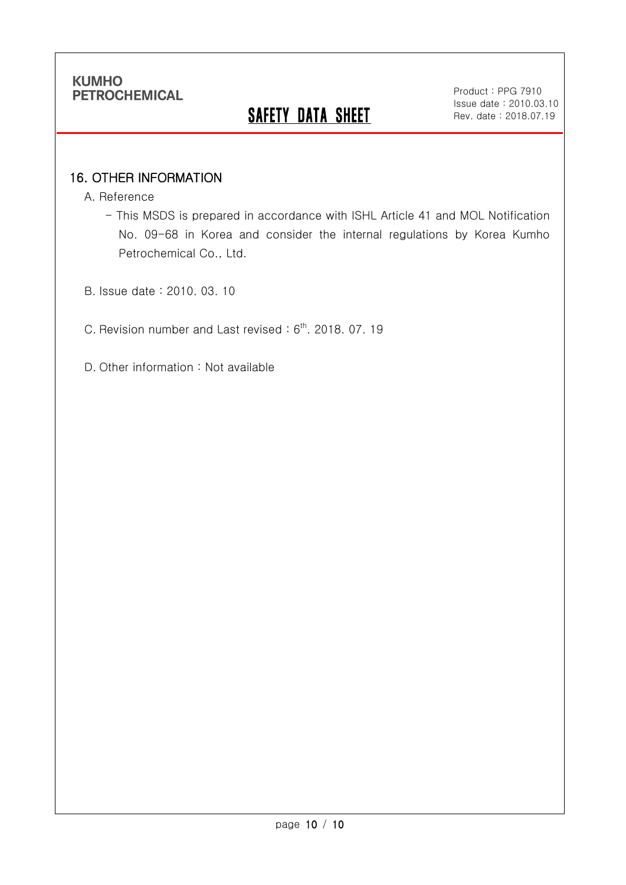## 16. OTHER INFORMATION

A. Reference

- This MSDS is prepared in accordance with ISHL Article 41 and MOL Notification No. 09-68 in Korea and consider the internal regulations by Korea Kumho Petrochemical Co., Ltd.

B. Issue date : 2010. 03. 10

C. Revision number and Last revised : $6^{th}$. 2018. 07. 19

D. Other information : Not available